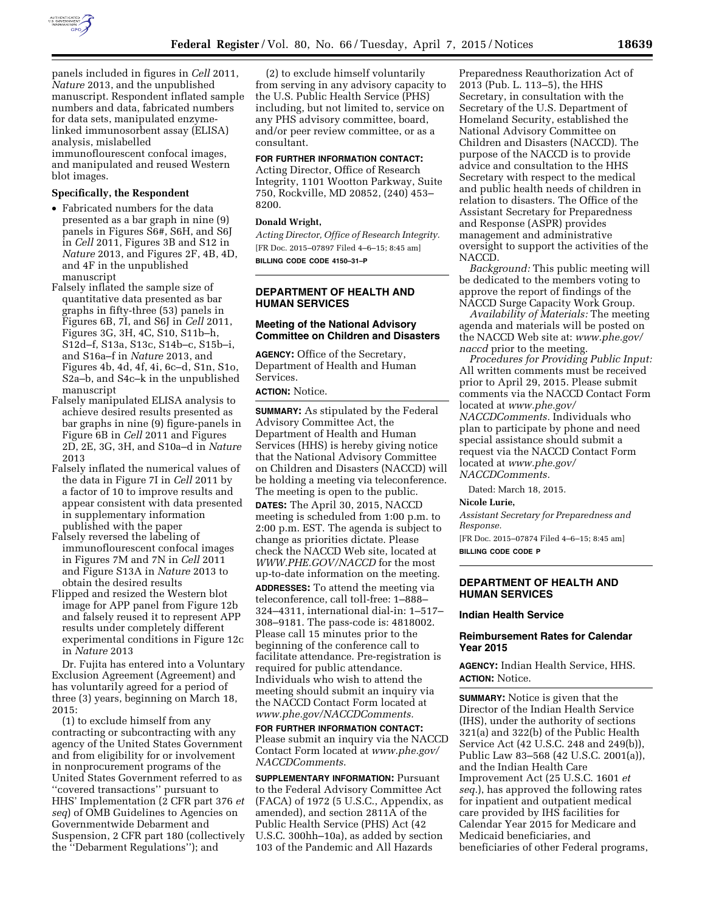panels included in figures in *Cell* 2011, *Nature* 2013, and the unpublished manuscript. Respondent inflated sample numbers and data, fabricated numbers for data sets, manipulated enzyme-linked immunosorbent assay (ELISA) analysis, mislabelled immunoflourescent confocal images, and manipulated and reused Western blot images.

**Specifically, the Respondent**

- Fabricated numbers for the data presented as a bar graph in nine (9) panels in Figures S6#, S6H, and S6J in *Cell* 2011, Figures 3B and S12 in *Nature* 2013, and Figures 2F, 4B, 4D, and 4F in the unpublished manuscript
- Falsely inflated the sample size of quantitative data presented as bar graphs in fifty-three (53) panels in Figures 6B, 7I, and S6J in *Cell* 2011, Figures 3G, 3H, 4C, S10, S11b–h, S12d–f, S13a, S13c, S14b–c, S15b–i, and S16a–f in *Nature* 2013, and Figures 4b, 4d, 4f, 4i, 6c–d, S1n, S1o, S2a–b, and S4c–k in the unpublished manuscript
- Falsely manipulated ELISA analysis to achieve desired results presented as bar graphs in nine (9) figure-panels in Figure 6B in *Cell* 2011 and Figures 2D, 2E, 3G, 3H, and S10a–d in *Nature* 2013
- Falsely inflated the numerical values of the data in Figure 7I in *Cell* 2011 by a factor of 10 to improve results and appear consistent with data presented in supplementary information published with the paper
- Falsely reversed the labeling of immunoflourescent confocal images in Figures 7M and 7N in *Cell* 2011 and Figure S13A in *Nature* 2013 to obtain the desired results
- Flipped and resized the Western blot image for APP panel from Figure 12b and falsely reused it to represent APP results under completely different experimental conditions in Figure 12c in *Nature* 2013

Dr. Fujita has entered into a Voluntary Exclusion Agreement (Agreement) and has voluntarily agreed for a period of three (3) years, beginning on March 18, 2015:

(1) to exclude himself from any contracting or subcontracting with any agency of the United States Government and from eligibility for or involvement in nonprocurement programs of the United States Government referred to as ''covered transactions'' pursuant to HHS' Implementation (2 CFR part 376 *et seq*) of OMB Guidelines to Agencies on Governmentwide Debarment and Suspension, 2 CFR part 180 (collectively the ''Debarment Regulations''); and

(2) to exclude himself voluntarily from serving in any advisory capacity to the U.S. Public Health Service (PHS) including, but not limited to, service on any PHS advisory committee, board, and/or peer review committee, or as a consultant.

**FOR FURTHER INFORMATION CONTACT:** Acting Director, Office of Research Integrity, 1101 Wootton Parkway, Suite 750, Rockville, MD 20852, (240) 453–8200.

**Donald Wright,**

*Acting Director, Office of Research Integrity.*

[FR Doc. 2015–07897 Filed 4–6–15; 8:45 am]

**BILLING CODE 4150–31–P**

## DEPARTMENT OF HEALTH AND HUMAN SERVICES

### Meeting of the National Advisory Committee on Children and Disasters

**AGENCY:** Office of the Secretary, Department of Health and Human Services.

**ACTION:** Notice.

**SUMMARY:** As stipulated by the Federal Advisory Committee Act, the Department of Health and Human Services (HHS) is hereby giving notice that the National Advisory Committee on Children and Disasters (NACCD) will be holding a meeting via teleconference. The meeting is open to the public.

**DATES:** The April 30, 2015, NACCD meeting is scheduled from 1:00 p.m. to 2:00 p.m. EST. The agenda is subject to change as priorities dictate. Please check the NACCD Web site, located at *WWW.PHE.GOV/NACCD* for the most up-to-date information on the meeting.

**ADDRESSES:** To attend the meeting via teleconference, call toll-free: 1–888–324–4311, international dial-in: 1–517–308–9181. The pass-code is: 4818002. Please call 15 minutes prior to the beginning of the conference call to facilitate attendance. Pre-registration is required for public attendance. Individuals who wish to attend the meeting should submit an inquiry via the NACCD Contact Form located at *www.phe.gov/NACCDComments.*

**FOR FURTHER INFORMATION CONTACT:** Please submit an inquiry via the NACCD Contact Form located at *www.phe.gov/NACCDComments*.

**SUPPLEMENTARY INFORMATION:** Pursuant to the Federal Advisory Committee Act (FACA) of 1972 (5 U.S.C., Appendix, as amended), and section 2811A of the Public Health Service (PHS) Act (42 U.S.C. 300hh–10a), as added by section 103 of the Pandemic and All Hazards Preparedness Reauthorization Act of 2013 (Pub. L. 113–5), the HHS Secretary, in consultation with the Secretary of the U.S. Department of Homeland Security, established the National Advisory Committee on Children and Disasters (NACCD). The purpose of the NACCD is to provide advice and consultation to the HHS Secretary with respect to the medical and public health needs of children in relation to disasters. The Office of the Assistant Secretary for Preparedness and Response (ASPR) provides management and administrative oversight to support the activities of the NACCD.

*Background:* This public meeting will be dedicated to the members voting to approve the report of findings of the NACCD Surge Capacity Work Group.

*Availability of Materials:* The meeting agenda and materials will be posted on the NACCD Web site at: *www.phe.gov/naccd* prior to the meeting.

*Procedures for Providing Public Input:* All written comments must be received prior to April 29, 2015. Please submit comments via the NACCD Contact Form located at *www.phe.gov/NACCDComments.* Individuals who plan to participate by phone and need special assistance should submit a request via the NACCD Contact Form located at *www.phe.gov/NACCDComments.*

Dated: March 18, 2015.

**Nicole Lurie,**

*Assistant Secretary for Preparedness and Response.*

[FR Doc. 2015–07874 Filed 4–6–15; 8:45 am]

**BILLING CODE CODE P**

## DEPARTMENT OF HEALTH AND HUMAN SERVICES

### Indian Health Service

### Reimbursement Rates for Calendar Year 2015

**AGENCY:** Indian Health Service, HHS.

**ACTION:** Notice.

**SUMMARY:** Notice is given that the Director of the Indian Health Service (IHS), under the authority of sections 321(a) and 322(b) of the Public Health Service Act (42 U.S.C. 248 and 249(b)), Public Law 83–568 (42 U.S.C. 2001(a)), and the Indian Health Care Improvement Act (25 U.S.C. 1601 *et seq.*), has approved the following rates for inpatient and outpatient medical care provided by IHS facilities for Calendar Year 2015 for Medicare and Medicaid beneficiaries, and beneficiaries of other Federal programs,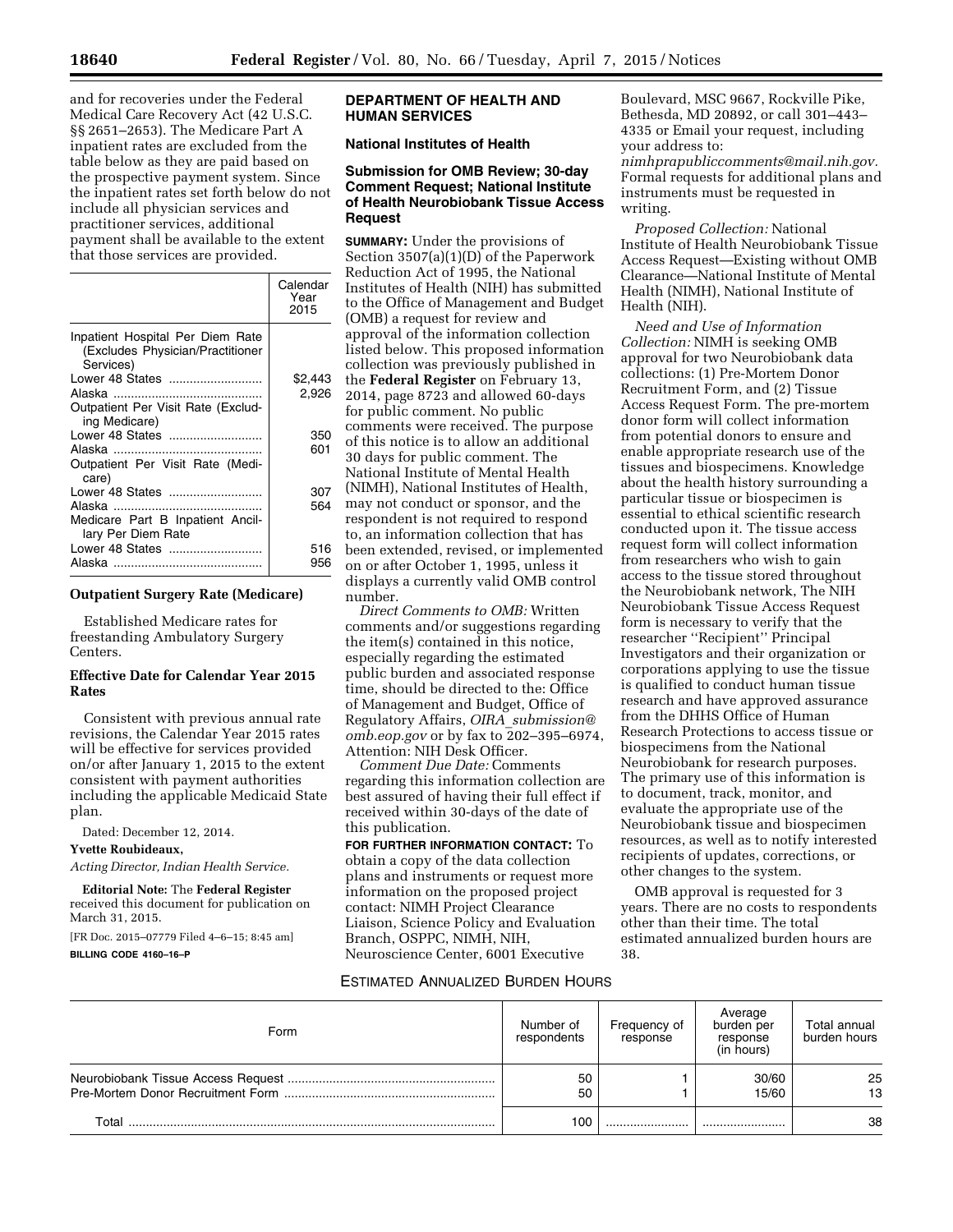and for recoveries under the Federal Medical Care Recovery Act (42 U.S.C. §§ 2651–2653). The Medicare Part A inpatient rates are excluded from the table below as they are paid based on the prospective payment system. Since the inpatient rates set forth below do not include all physician services and practitioner services, additional payment shall be available to the extent that those services are provided.

| | Calendar Year 2015 |
|---|---|
| Inpatient Hospital Per Diem Rate (Excludes Physician/Practitioner Services) | |
| Lower 48 States | $2,443 |
| Alaska | 2,926 |
| Outpatient Per Visit Rate (Excluding Medicare) | |
| Lower 48 States | 350 |
| Alaska | 601 |
| Outpatient Per Visit Rate (Medicare) | |
| Lower 48 States | 307 |
| Alaska | 564 |
| Medicare Part B Inpatient Ancillary Per Diem Rate | |
| Lower 48 States | 516 |
| Alaska | 956 |

**Outpatient Surgery Rate (Medicare)**

Established Medicare rates for freestanding Ambulatory Surgery Centers.

**Effective Date for Calendar Year 2015 Rates**

Consistent with previous annual rate revisions, the Calendar Year 2015 rates will be effective for services provided on/or after January 1, 2015 to the extent consistent with payment authorities including the applicable Medicaid State plan.

Dated: December 12, 2014.

**Yvette Roubideaux,**

*Acting Director, Indian Health Service.*

**Editorial Note:** The **Federal Register** received this document for publication on March 31, 2015.

[FR Doc. 2015–07779 Filed 4–6–15; 8:45 am]

**BILLING CODE 4160–16–P**

## DEPARTMENT OF HEALTH AND HUMAN SERVICES

### National Institutes of Health

### Submission for OMB Review; 30-day Comment Request; National Institute of Health Neurobiobank Tissue Access Request

**SUMMARY:** Under the provisions of Section 3507(a)(1)(D) of the Paperwork Reduction Act of 1995, the National Institutes of Health (NIH) has submitted to the Office of Management and Budget (OMB) a request for review and approval of the information collection listed below. This proposed information collection was previously published in the **Federal Register** on February 13, 2014, page 8723 and allowed 60-days for public comment. No public comments were received. The purpose of this notice is to allow an additional 30 days for public comment. The National Institute of Mental Health (NIMH), National Institutes of Health, may not conduct or sponsor, and the respondent is not required to respond to, an information collection that has been extended, revised, or implemented on or after October 1, 1995, unless it displays a currently valid OMB control number.

*Direct Comments to OMB:* Written comments and/or suggestions regarding the item(s) contained in this notice, especially regarding the estimated public burden and associated response time, should be directed to the: Office of Management and Budget, Office of Regulatory Affairs, *OIRA_submission@omb.eop.gov* or by fax to 202–395–6974, Attention: NIH Desk Officer.

*Comment Due Date:* Comments regarding this information collection are best assured of having their full effect if received within 30-days of the date of this publication.

**FOR FURTHER INFORMATION CONTACT:** To obtain a copy of the data collection plans and instruments or request more information on the proposed project contact: NIMH Project Clearance Liaison, Science Policy and Evaluation Branch, OSPPC, NIMH, NIH, Neuroscience Center, 6001 Executive Boulevard, MSC 9667, Rockville Pike, Bethesda, MD 20892, or call 301–443–4335 or Email your request, including your address to: *nimhprapubliccomments@mail.nih.gov.* Formal requests for additional plans and instruments must be requested in writing.

*Proposed Collection:* National Institute of Health Neurobiobank Tissue Access Request—Existing without OMB Clearance—National Institute of Mental Health (NIMH), National Institute of Health (NIH).

*Need and Use of Information Collection:* NIMH is seeking OMB approval for two Neurobiobank data collections: (1) Pre-Mortem Donor Recruitment Form, and (2) Tissue Access Request Form. The pre-mortem donor form will collect information from potential donors to ensure and enable appropriate research use of the tissues and biospecimens. Knowledge about the health history surrounding a particular tissue or biospecimen is essential to ethical scientific research conducted upon it. The tissue access request form will collect information from researchers who wish to gain access to the tissue stored throughout the Neurobiobank network, The NIH Neurobiobank Tissue Access Request form is necessary to verify that the researcher ''Recipient'' Principal Investigators and their organization or corporations applying to use the tissue is qualified to conduct human tissue research and have approved assurance from the DHHS Office of Human Research Protections to access tissue or biospecimens from the National Neurobiobank for research purposes. The primary use of this information is to document, track, monitor, and evaluate the appropriate use of the Neurobiobank tissue and biospecimen resources, as well as to notify interested recipients of updates, corrections, or other changes to the system.

OMB approval is requested for 3 years. There are no costs to respondents other than their time. The total estimated annualized burden hours are 38.

ESTIMATED ANNUALIZED BURDEN HOURS

| Form | Number of respondents | Frequency of response | Average burden per response (in hours) | Total annual burden hours |
|---|---|---|---|---|
| Neurobiobank Tissue Access Request | 50 | 1 | 30/60 | 25 |
| Pre-Mortem Donor Recruitment Form | 50 | 1 | 15/60 | 13 |
| Total | 100 | | | 38 |